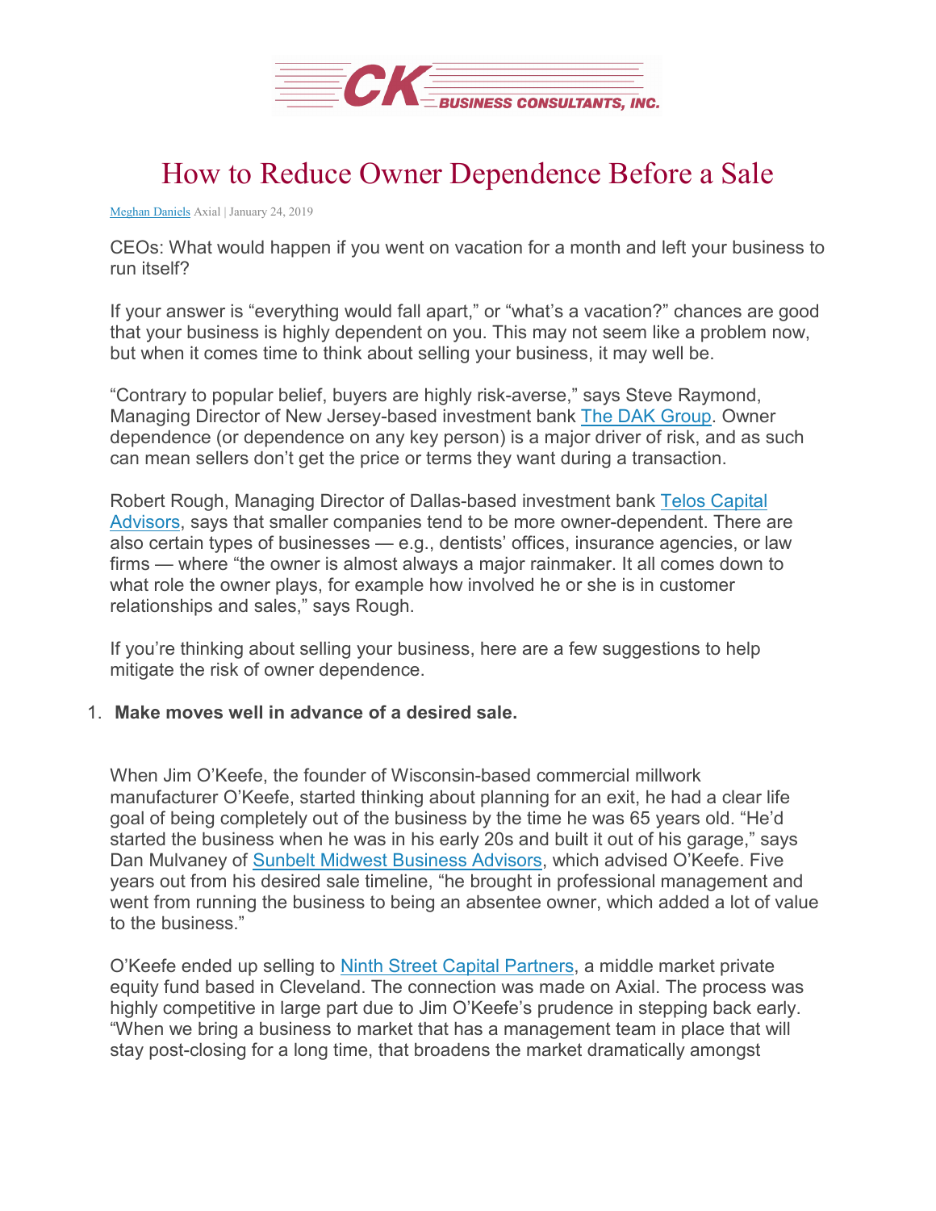CK BUSINESS CONSULTANTS, INC.

# How to Reduce Owner Dependence Before a Sale

[Meghan Daniels](#) Axial | January 24, 2019

CEOs: What would happen if you went on vacation for a month and left your business to run itself?

If your answer is "everything would fall apart," or "what's a vacation?" chances are good that your business is highly dependent on you. This may not seem like a problem now, but when it comes time to think about selling your business, it may well be.

"Contrary to popular belief, buyers are highly risk-averse," says Steve Raymond, Managing Director of New Jersey-based investment bank [The DAK Group](#). Owner dependence (or dependence on any key person) is a major driver of risk, and as such can mean sellers don't get the price or terms they want during a transaction.

Robert Rough, Managing Director of Dallas-based investment bank [Telos Capital Advisors](#), says that smaller companies tend to be more owner-dependent. There are also certain types of businesses — e.g., dentists' offices, insurance agencies, or law firms — where "the owner is almost always a major rainmaker. It all comes down to what role the owner plays, for example how involved he or she is in customer relationships and sales," says Rough.

If you're thinking about selling your business, here are a few suggestions to help mitigate the risk of owner dependence.

1. **Make moves well in advance of a desired sale.**

When Jim O'Keefe, the founder of Wisconsin-based commercial millwork manufacturer O'Keefe, started thinking about planning for an exit, he had a clear life goal of being completely out of the business by the time he was 65 years old. "He'd started the business when he was in his early 20s and built it out of his garage," says Dan Mulvaney of [Sunbelt Midwest Business Advisors](#), which advised O'Keefe. Five years out from his desired sale timeline, "he brought in professional management and went from running the business to being an absentee owner, which added a lot of value to the business."

O'Keefe ended up selling to [Ninth Street Capital Partners](#), a middle market private equity fund based in Cleveland. The connection was made on Axial. The process was highly competitive in large part due to Jim O'Keefe's prudence in stepping back early. "When we bring a business to market that has a management team in place that will stay post-closing for a long time, that broadens the market dramatically amongst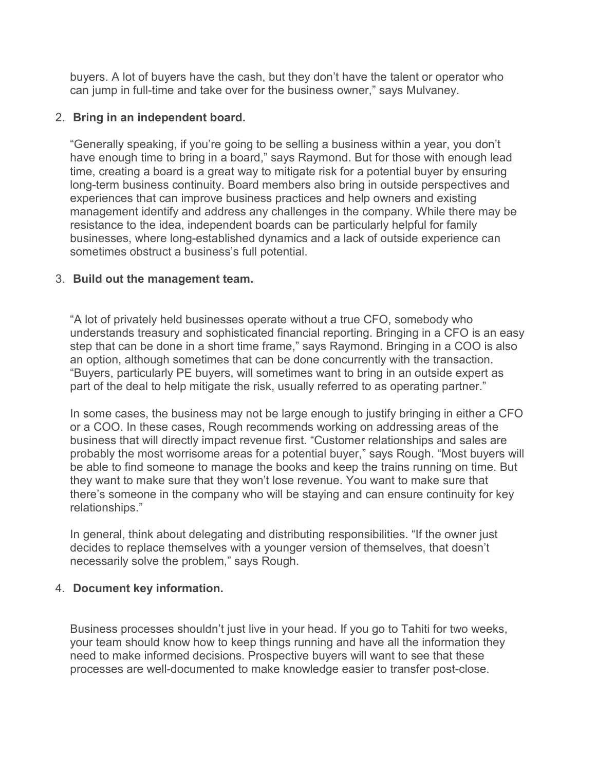buyers. A lot of buyers have the cash, but they don't have the talent or operator who can jump in full-time and take over for the business owner," says Mulvaney.

2. **Bring in an independent board.**

   "Generally speaking, if you're going to be selling a business within a year, you don't have enough time to bring in a board," says Raymond. But for those with enough lead time, creating a board is a great way to mitigate risk for a potential buyer by ensuring long-term business continuity. Board members also bring in outside perspectives and experiences that can improve business practices and help owners and existing management identify and address any challenges in the company. While there may be resistance to the idea, independent boards can be particularly helpful for family businesses, where long-established dynamics and a lack of outside experience can sometimes obstruct a business's full potential.

3. **Build out the management team.**

   "A lot of privately held businesses operate without a true CFO, somebody who understands treasury and sophisticated financial reporting. Bringing in a CFO is an easy step that can be done in a short time frame," says Raymond. Bringing in a COO is also an option, although sometimes that can be done concurrently with the transaction. "Buyers, particularly PE buyers, will sometimes want to bring in an outside expert as part of the deal to help mitigate the risk, usually referred to as operating partner."

   In some cases, the business may not be large enough to justify bringing in either a CFO or a COO. In these cases, Rough recommends working on addressing areas of the business that will directly impact revenue first. "Customer relationships and sales are probably the most worrisome areas for a potential buyer," says Rough. "Most buyers will be able to find someone to manage the books and keep the trains running on time. But they want to make sure that they won't lose revenue. You want to make sure that there's someone in the company who will be staying and can ensure continuity for key relationships."

   In general, think about delegating and distributing responsibilities. "If the owner just decides to replace themselves with a younger version of themselves, that doesn't necessarily solve the problem," says Rough.

4. **Document key information.**

   Business processes shouldn't just live in your head. If you go to Tahiti for two weeks, your team should know how to keep things running and have all the information they need to make informed decisions. Prospective buyers will want to see that these processes are well-documented to make knowledge easier to transfer post-close.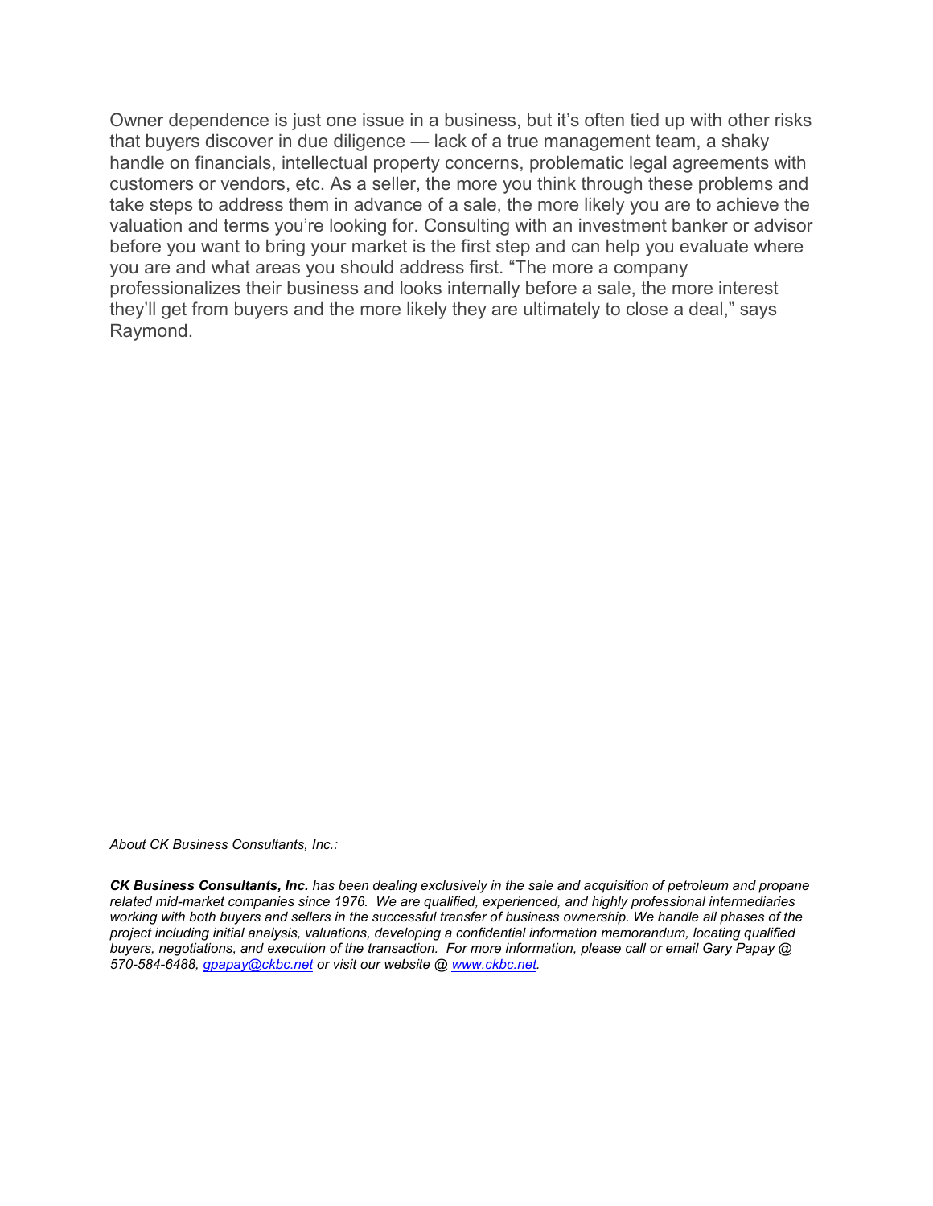Owner dependence is just one issue in a business, but it's often tied up with other risks that buyers discover in due diligence — lack of a true management team, a shaky handle on financials, intellectual property concerns, problematic legal agreements with customers or vendors, etc. As a seller, the more you think through these problems and take steps to address them in advance of a sale, the more likely you are to achieve the valuation and terms you're looking for. Consulting with an investment banker or advisor before you want to bring your market is the first step and can help you evaluate where you are and what areas you should address first. "The more a company professionalizes their business and looks internally before a sale, the more interest they'll get from buyers and the more likely they are ultimately to close a deal," says Raymond.

*About CK Business Consultants, Inc.:*

***CK Business Consultants, Inc.*** *has been dealing exclusively in the sale and acquisition of petroleum and propane related mid-market companies since 1976. We are qualified, experienced, and highly professional intermediaries working with both buyers and sellers in the successful transfer of business ownership. We handle all phases of the project including initial analysis, valuations, developing a confidential information memorandum, locating qualified buyers, negotiations, and execution of the transaction. For more information, please call or email Gary Papay @ 570-584-6488, [gpapay@ckbc.net](mailto:gpapay@ckbc.net) or visit our website @ [www.ckbc.net](http://www.ckbc.net).*